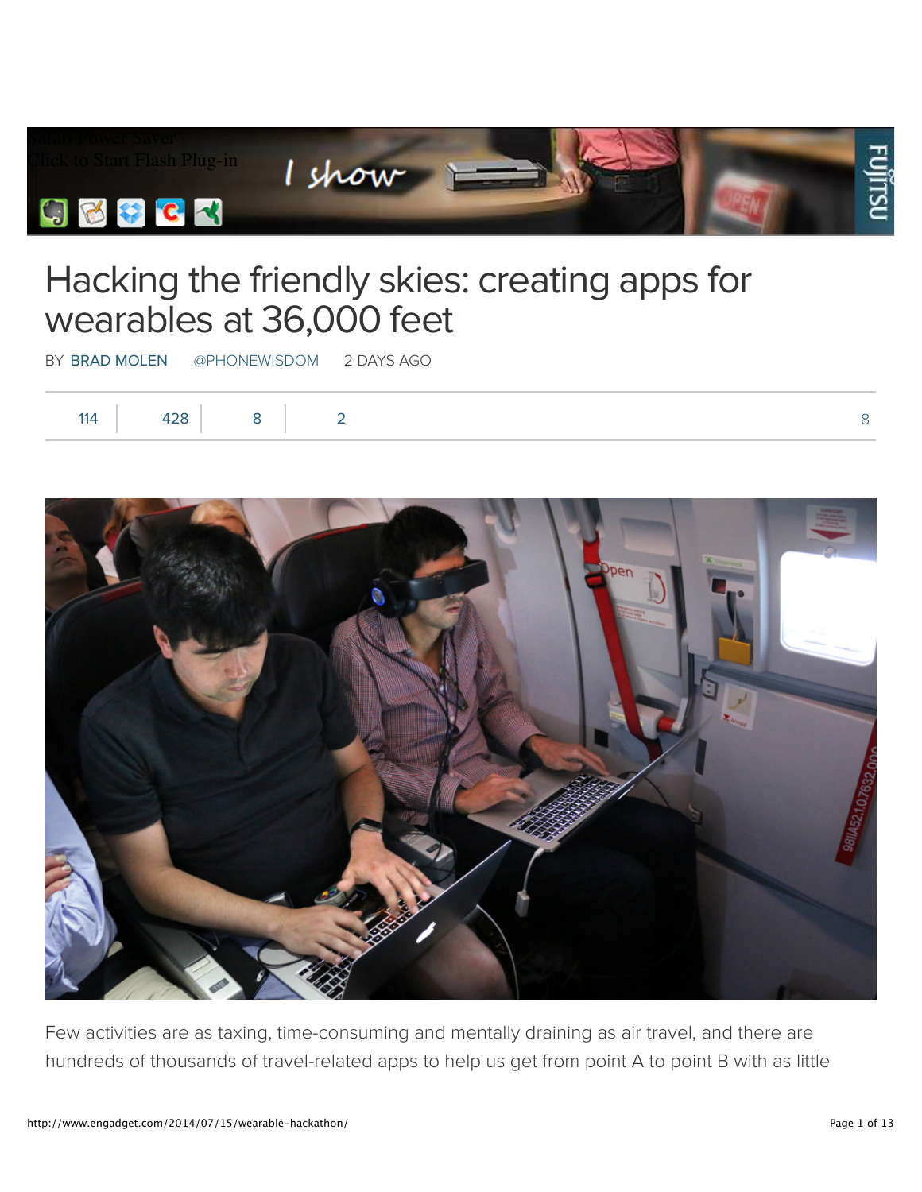# Hacking the friendly skies: creating apps for wearables at 36,000 feet

BY BRAD MOLEN @PHONEWISDOM 2 DAYS AGO

114 | 428 | 8 | 2 | 8

Few activities are as taxing, time-consuming and mentally draining as air travel, and there are hundreds of thousands of travel-related apps to help us get from point A to point B with as little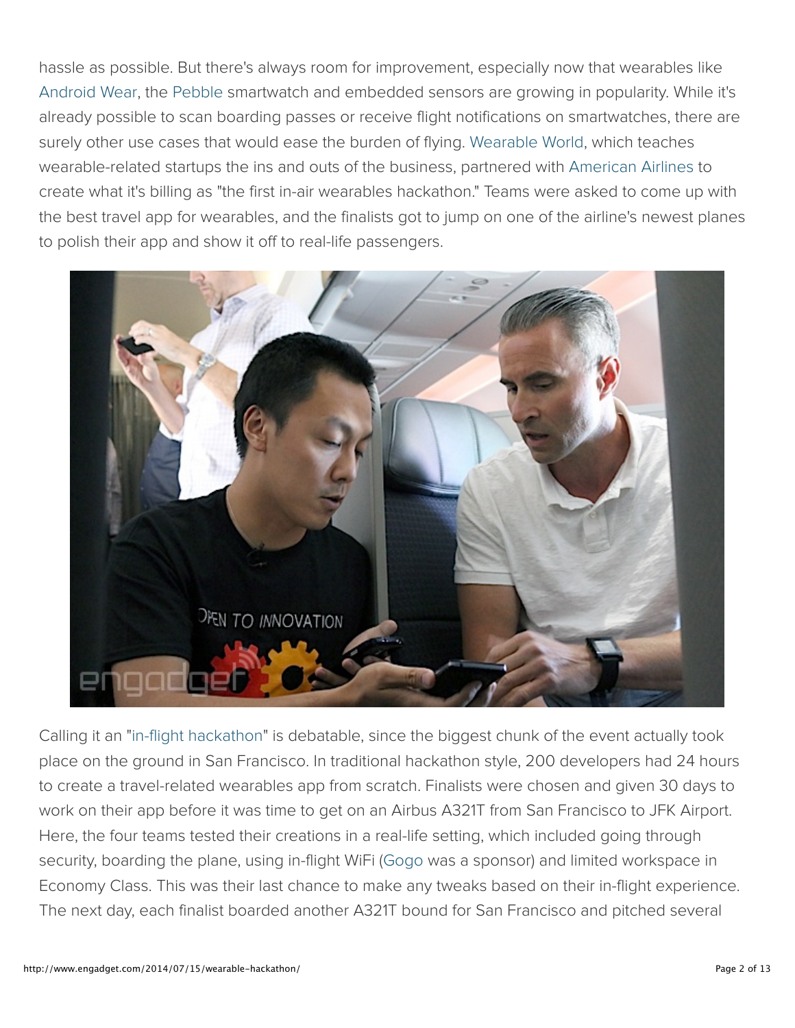hassle as possible. But there's always room for improvement, especially now that wearables like Android Wear, the Pebble smartwatch and embedded sensors are growing in popularity. While it's already possible to scan boarding passes or receive flight notifications on smartwatches, there are surely other use cases that would ease the burden of flying. Wearable World, which teaches wearable-related startups the ins and outs of the business, partnered with American Airlines to create what it's billing as "the first in-air wearables hackathon." Teams were asked to come up with the best travel app for wearables, and the finalists got to jump on one of the airline's newest planes to polish their app and show it off to real-life passengers.

Calling it an "in-flight hackathon" is debatable, since the biggest chunk of the event actually took place on the ground in San Francisco. In traditional hackathon style, 200 developers had 24 hours to create a travel-related wearables app from scratch. Finalists were chosen and given 30 days to work on their app before it was time to get on an Airbus A321T from San Francisco to JFK Airport. Here, the four teams tested their creations in a real-life setting, which included going through security, boarding the plane, using in-flight WiFi (Gogo was a sponsor) and limited workspace in Economy Class. This was their last chance to make any tweaks based on their in-flight experience. The next day, each finalist boarded another A321T bound for San Francisco and pitched several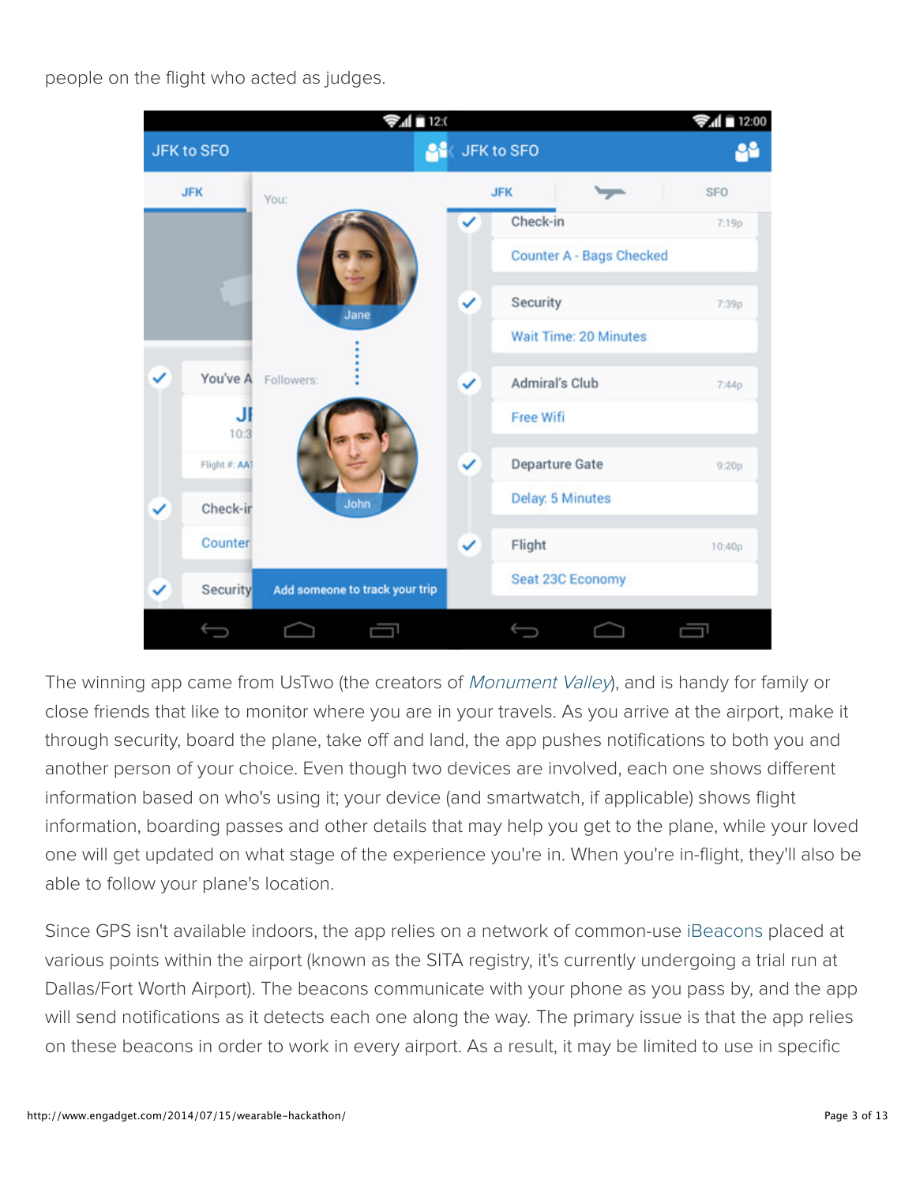people on the flight who acted as judges.

The winning app came from UsTwo (the creators of *Monument Valley*), and is handy for family or close friends that like to monitor where you are in your travels. As you arrive at the airport, make it through security, board the plane, take off and land, the app pushes notifications to both you and another person of your choice. Even though two devices are involved, each one shows different information based on who's using it; your device (and smartwatch, if applicable) shows flight information, boarding passes and other details that may help you get to the plane, while your loved one will get updated on what stage of the experience you're in. When you're in-flight, they'll also be able to follow your plane's location.

Since GPS isn't available indoors, the app relies on a network of common-use iBeacons placed at various points within the airport (known as the SITA registry, it's currently undergoing a trial run at Dallas/Fort Worth Airport). The beacons communicate with your phone as you pass by, and the app will send notifications as it detects each one along the way. The primary issue is that the app relies on these beacons in order to work in every airport. As a result, it may be limited to use in specific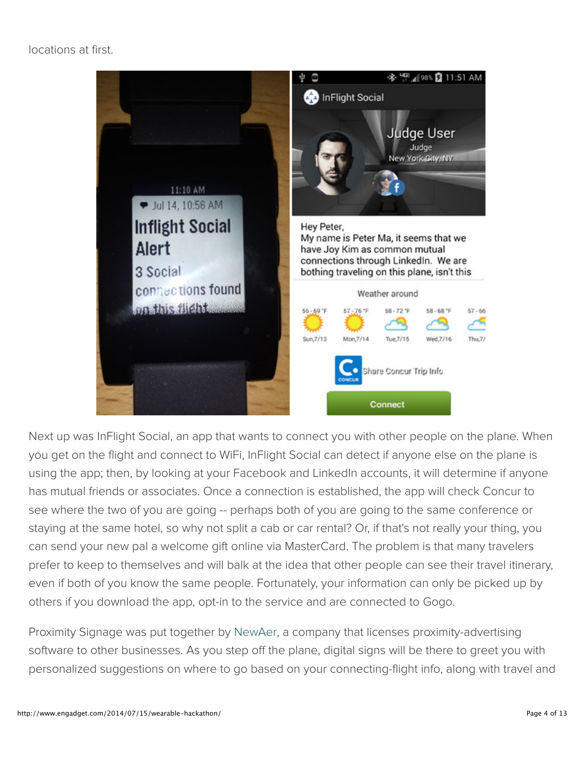locations at first.

Next up was InFlight Social, an app that wants to connect you with other people on the plane. When you get on the flight and connect to WiFi, InFlight Social can detect if anyone else on the plane is using the app; then, by looking at your Facebook and LinkedIn accounts, it will determine if anyone has mutual friends or associates. Once a connection is established, the app will check Concur to see where the two of you are going -- perhaps both of you are going to the same conference or staying at the same hotel, so why not split a cab or car rental? Or, if that's not really your thing, you can send your new pal a welcome gift online via MasterCard. The problem is that many travelers prefer to keep to themselves and will balk at the idea that other people can see their travel itinerary, even if both of you know the same people. Fortunately, your information can only be picked up by others if you download the app, opt-in to the service and are connected to Gogo.

Proximity Signage was put together by NewAer, a company that licenses proximity-advertising software to other businesses. As you step off the plane, digital signs will be there to greet you with personalized suggestions on where to go based on your connecting-flight info, along with travel and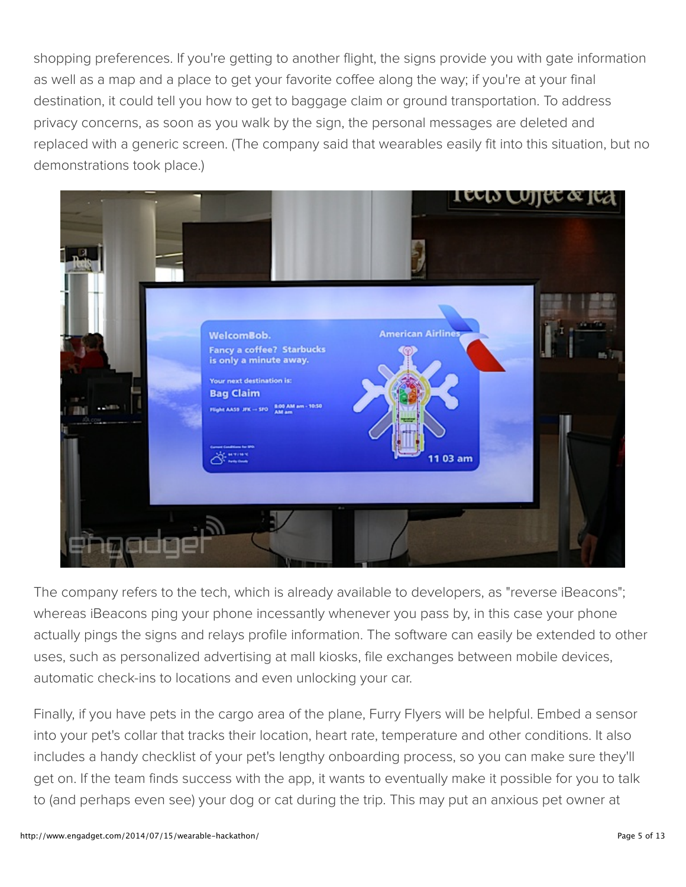shopping preferences. If you're getting to another flight, the signs provide you with gate information as well as a map and a place to get your favorite coffee along the way; if you're at your final destination, it could tell you how to get to baggage claim or ground transportation. To address privacy concerns, as soon as you walk by the sign, the personal messages are deleted and replaced with a generic screen. (The company said that wearables easily fit into this situation, but no demonstrations took place.)

The company refers to the tech, which is already available to developers, as "reverse iBeacons"; whereas iBeacons ping your phone incessantly whenever you pass by, in this case your phone actually pings the signs and relays profile information. The software can easily be extended to other uses, such as personalized advertising at mall kiosks, file exchanges between mobile devices, automatic check-ins to locations and even unlocking your car.

Finally, if you have pets in the cargo area of the plane, Furry Flyers will be helpful. Embed a sensor into your pet's collar that tracks their location, heart rate, temperature and other conditions. It also includes a handy checklist of your pet's lengthy onboarding process, so you can make sure they'll get on. If the team finds success with the app, it wants to eventually make it possible for you to talk to (and perhaps even see) your dog or cat during the trip. This may put an anxious pet owner at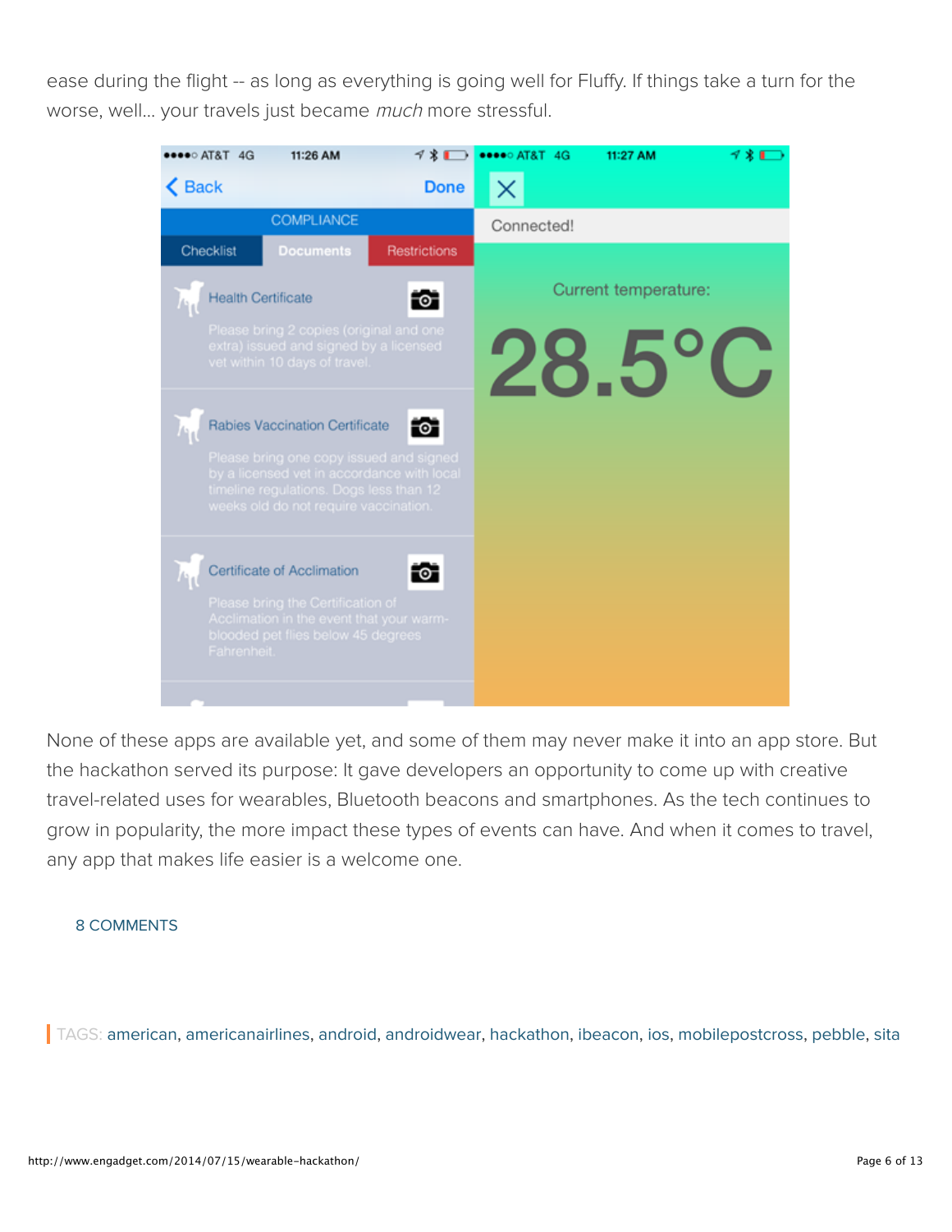ease during the flight -- as long as everything is going well for Fluffy. If things take a turn for the worse, well... your travels just became *much* more stressful.

None of these apps are available yet, and some of them may never make it into an app store. But the hackathon served its purpose: It gave developers an opportunity to come up with creative travel-related uses for wearables, Bluetooth beacons and smartphones. As the tech continues to grow in popularity, the more impact these types of events can have. And when it comes to travel, any app that makes life easier is a welcome one.

8 COMMENTS

TAGS: american, americanairlines, android, androidwear, hackathon, ibeacon, ios, mobilepostcross, pebble, sita